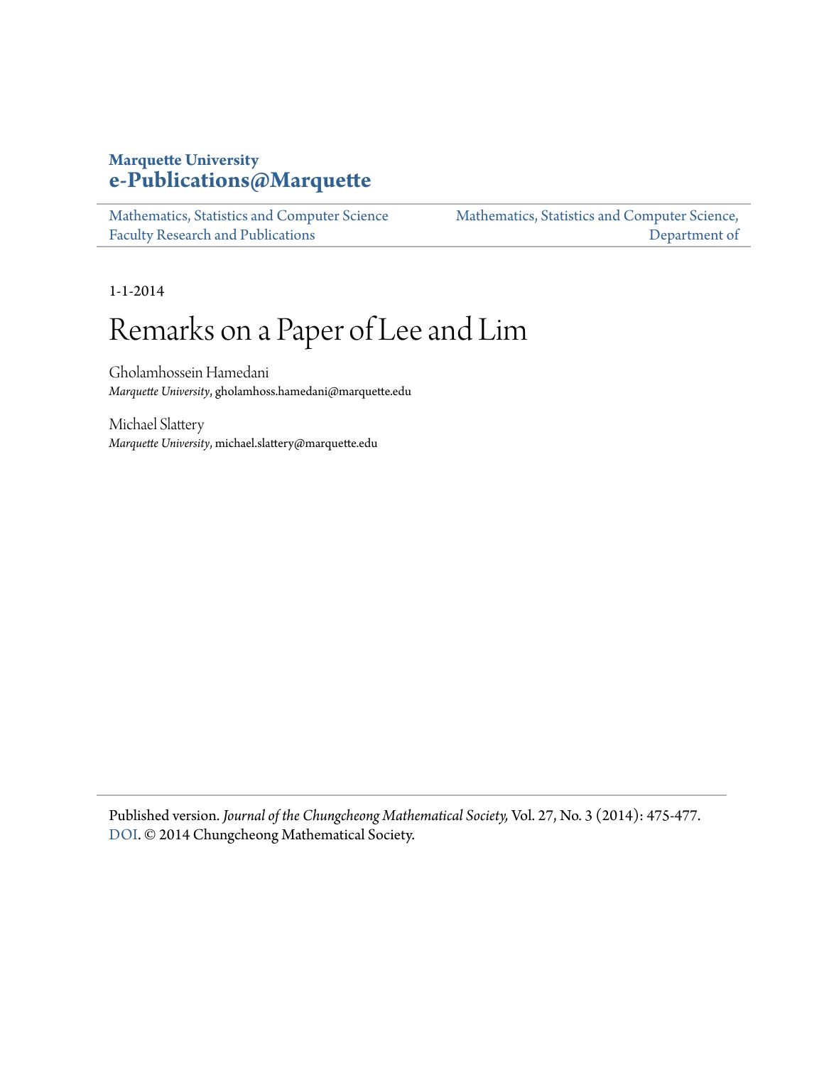**Marquette University**
**e-Publications@Marquette**

Mathematics, Statistics and Computer Science Faculty Research and Publications

Mathematics, Statistics and Computer Science, Department of

1-1-2014

# Remarks on a Paper of Lee and Lim

Gholamhossein Hamedani
*Marquette University*, gholamhoss.hamedani@marquette.edu

Michael Slattery
*Marquette University*, michael.slattery@marquette.edu

Published version. *Journal of the Chungcheong Mathematical Society,* Vol. 27, No. 3 (2014): 475-477. DOI. © 2014 Chungcheong Mathematical Society.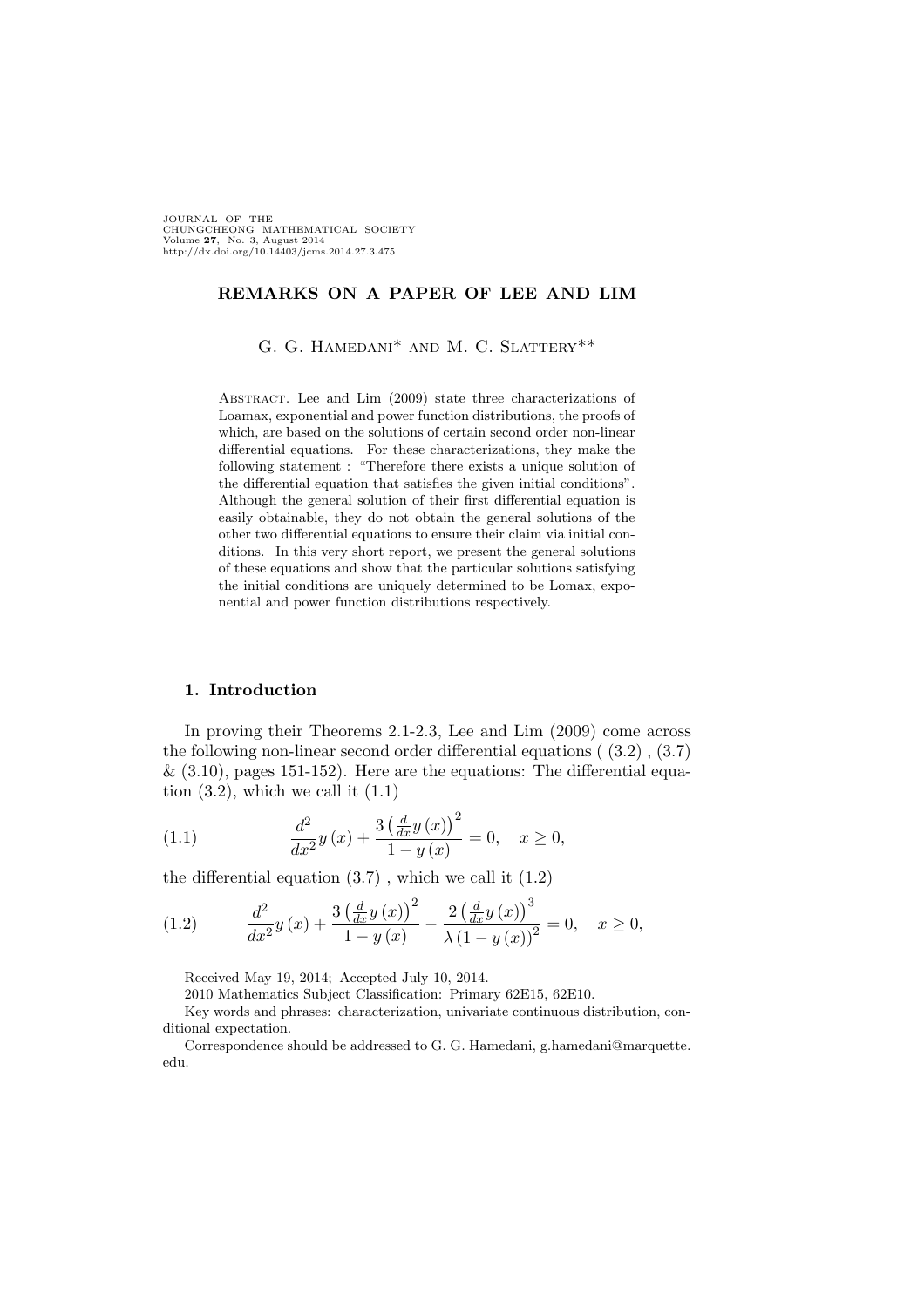JOURNAL OF THE
CHUNGCHEONG MATHEMATICAL SOCIETY
Volume **27**, No. 3, August 2014
http://dx.doi.org/10.14403/jcms.2014.27.3.475

# REMARKS ON A PAPER OF LEE AND LIM

G. G. Hamedani* and M. C. Slattery**

Abstract. Lee and Lim (2009) state three characterizations of Loamax, exponential and power function distributions, the proofs of which, are based on the solutions of certain second order non-linear differential equations. For these characterizations, they make the following statement : "Therefore there exists a unique solution of the differential equation that satisfies the given initial conditions". Although the general solution of their first differential equation is easily obtainable, they do not obtain the general solutions of the other two differential equations to ensure their claim via initial conditions. In this very short report, we present the general solutions of these equations and show that the particular solutions satisfying the initial conditions are uniquely determined to be Lomax, exponential and power function distributions respectively.

## 1. Introduction

In proving their Theorems 2.1-2.3, Lee and Lim (2009) come across the following non-linear second order differential equations ( (3.2) , (3.7) & (3.10), pages 151-152). Here are the equations: The differential equation (3.2), which we call it (1.1)

$$\frac{d^2}{dx^2}y(x) + \frac{3\left(\frac{d}{dx}y(x)\right)^2}{1-y(x)} = 0, \quad x \geq 0, \tag{1.1}$$

the differential equation (3.7) , which we call it (1.2)

$$\frac{d^2}{dx^2}y(x) + \frac{3\left(\frac{d}{dx}y(x)\right)^2}{1-y(x)} - \frac{2\left(\frac{d}{dx}y(x)\right)^3}{\lambda\left(1-y(x)\right)^2} = 0, \quad x \geq 0, \tag{1.2}$$

---

Received May 19, 2014; Accepted July 10, 2014.

2010 Mathematics Subject Classification: Primary 62E15, 62E10.

Key words and phrases: characterization, univariate continuous distribution, conditional expectation.

Correspondence should be addressed to G. G. Hamedani, g.hamedani@marquette.edu.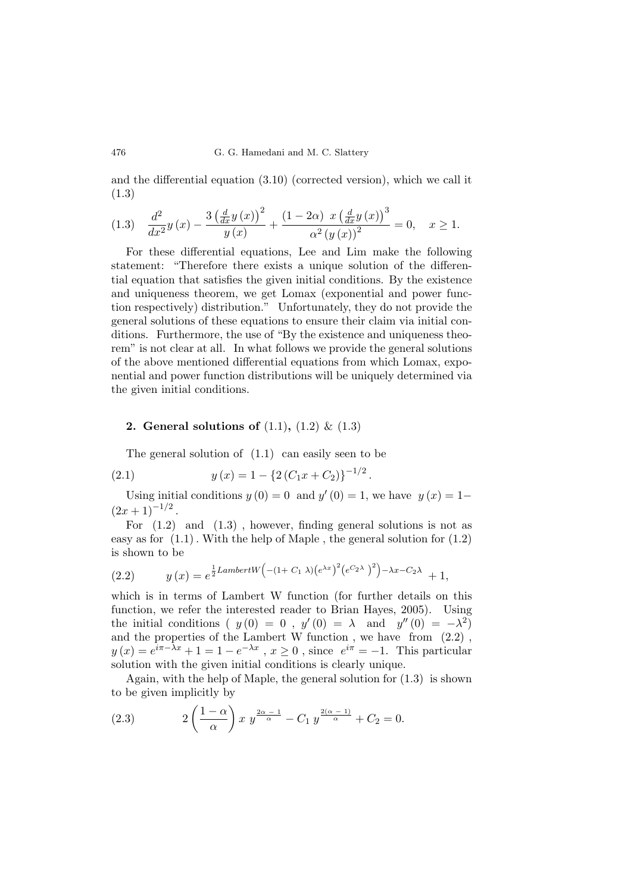and the differential equation (3.10) (corrected version), which we call it (1.3)

$$\text{(1.3)} \quad \frac{d^2}{dx^2}y(x) - \frac{3\left(\frac{d}{dx}y(x)\right)^2}{y(x)} + \frac{(1-2\alpha)\ x\left(\frac{d}{dx}y(x)\right)^3}{\alpha^2\left(y(x)\right)^2} = 0, \quad x \geq 1.$$

For these differential equations, Lee and Lim make the following statement: "Therefore there exists a unique solution of the differential equation that satisfies the given initial conditions. By the existence and uniqueness theorem, we get Lomax (exponential and power function respectively) distribution." Unfortunately, they do not provide the general solutions of these equations to ensure their claim via initial conditions. Furthermore, the use of "By the existence and uniqueness theorem" is not clear at all. In what follows we provide the general solutions of the above mentioned differential equations from which Lomax, exponential and power function distributions will be uniquely determined via the given initial conditions.

## 2. General solutions of (1.1), (1.2) & (1.3)

The general solution of (1.1) can easily seen to be

$$\text{(2.1)} \qquad y(x) = 1 - \{2(C_1x + C_2)\}^{-1/2}.$$

Using initial conditions $y(0) = 0$ and $y'(0) = 1$, we have $y(x) = 1 - (2x+1)^{-1/2}$.

For (1.2) and (1.3), however, finding general solutions is not as easy as for (1.1). With the help of Maple, the general solution for (1.2) is shown to be

$$\text{(2.2)} \qquad y(x) = e^{\frac{1}{2}LambertW\left(-(1+C_1\lambda)\left(e^{\lambda x}\right)^2\left(e^{C_2\lambda}\right)^2\right)-\lambda x - C_2\lambda} + 1,$$

which is in terms of Lambert W function (for further details on this function, we refer the interested reader to Brian Hayes, 2005). Using the initial conditions ( $y(0) = 0$ , $y'(0) = \lambda$ and $y''(0) = -\lambda^2$) and the properties of the Lambert W function, we have from (2.2), $y(x) = e^{i\pi - \lambda x} + 1 = 1 - e^{-\lambda x}$, $x \geq 0$, since $e^{i\pi} = -1$. This particular solution with the given initial conditions is clearly unique.

Again, with the help of Maple, the general solution for (1.3) is shown to be given implicitly by

$$\text{(2.3)} \qquad 2\left(\frac{1-\alpha}{\alpha}\right)x\ y^{\frac{2\alpha-1}{\alpha}} - C_1\ y^{\frac{2(\alpha-1)}{\alpha}} + C_2 = 0.$$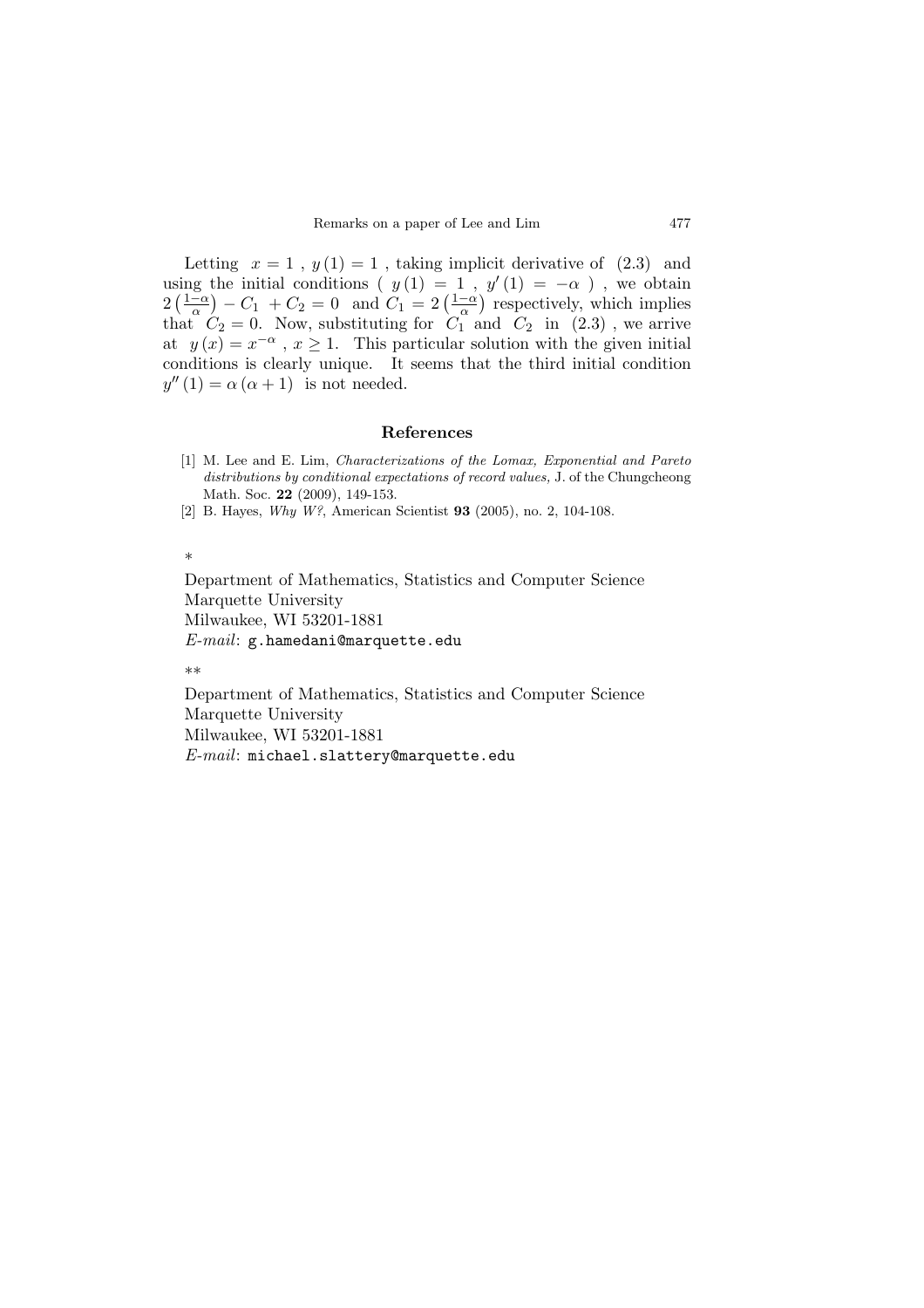Letting $x = 1$ , $y(1) = 1$ , taking implicit derivative of (2.3) and using the initial conditions ( $y(1) = 1$ , $y'(1) = -\alpha$ ) , we obtain $2\left(\frac{1-\alpha}{\alpha}\right) - C_1 + C_2 = 0$ and $C_1 = 2\left(\frac{1-\alpha}{\alpha}\right)$ respectively, which implies that $C_2 = 0$. Now, substituting for $C_1$ and $C_2$ in (2.3) , we arrive at $y(x) = x^{-\alpha}$ , $x \geq 1$. This particular solution with the given initial conditions is clearly unique. It seems that the third initial condition $y''(1) = \alpha(\alpha + 1)$ is not needed.

## References

[1] M. Lee and E. Lim, *Characterizations of the Lomax, Exponential and Pareto distributions by conditional expectations of record values,* J. of the Chungcheong Math. Soc. **22** (2009), 149-153.

[2] B. Hayes, *Why W?*, American Scientist **93** (2005), no. 2, 104-108.

*

Department of Mathematics, Statistics and Computer Science
Marquette University
Milwaukee, WI 53201-1881
*E-mail*: g.hamedani@marquette.edu

**

Department of Mathematics, Statistics and Computer Science
Marquette University
Milwaukee, WI 53201-1881
*E-mail*: michael.slattery@marquette.edu